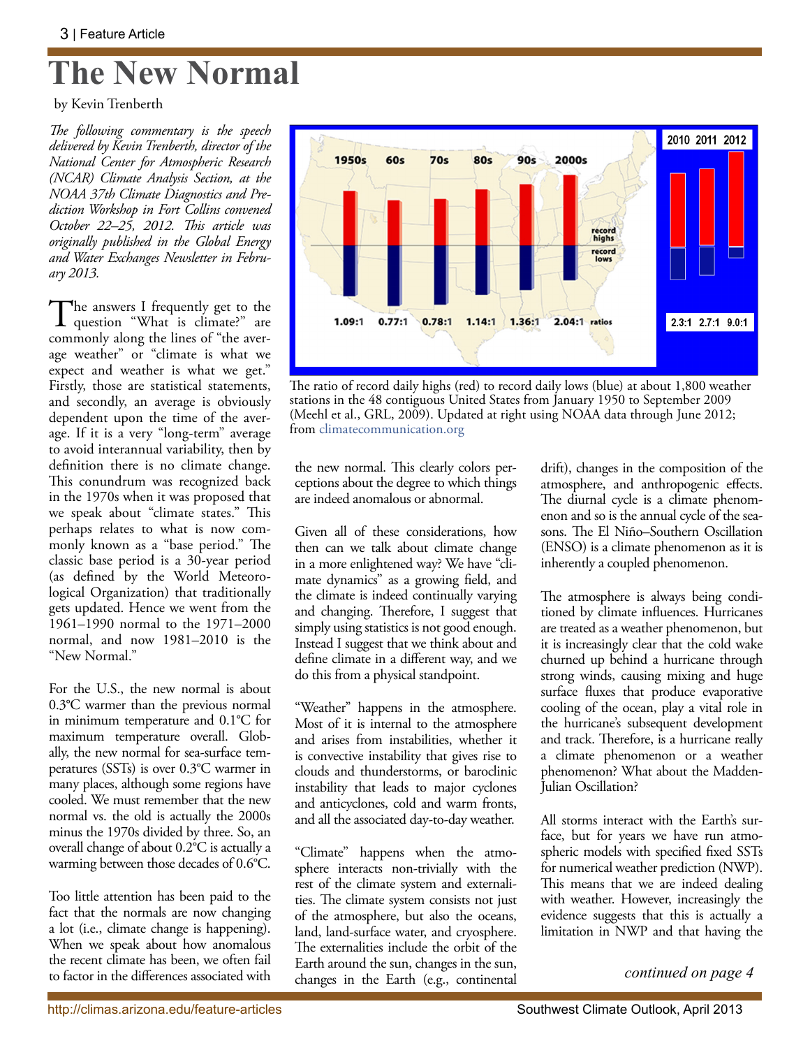# The New Normal

by Kevin Trenberth

*The following commentary is the speech delivered by Kevin Trenberth, director of the National Center for Atmospheric Research (NCAR) Climate Analysis Section, at the NOAA 37th Climate Diagnostics and Prediction Workshop in Fort Collins convened October 22–25, 2012. This article was originally published in the Global Energy and Water Exchanges Newsletter in February 2013.*

The answers I frequently get to the question "What is climate?" are commonly along the lines of "the average weather" or "climate is what we expect and weather is what we get." Firstly, those are statistical statements, and secondly, an average is obviously dependent upon the time of the average. If it is a very "long-term" average to avoid interannual variability, then by definition there is no climate change. This conundrum was recognized back in the 1970s when it was proposed that we speak about "climate states." This perhaps relates to what is now commonly known as a "base period." The classic base period is a 30-year period (as defined by the World Meteorological Organization) that traditionally gets updated. Hence we went from the 1961–1990 normal to the 1971–2000 normal, and now 1981–2010 is the "New Normal."

For the U.S., the new normal is about 0.3°C warmer than the previous normal in minimum temperature and 0.1°C for maximum temperature overall. Globally, the new normal for sea-surface temperatures (SSTs) is over 0.3°C warmer in many places, although some regions have cooled. We must remember that the new normal vs. the old is actually the 2000s minus the 1970s divided by three. So, an overall change of about 0.2°C is actually a warming between those decades of 0.6°C.

Too little attention has been paid to the fact that the normals are now changing a lot (i.e., climate change is happening). When we speak about how anomalous the recent climate has been, we often fail to factor in the differences associated with the new normal. This clearly colors perceptions about the degree to which things are indeed anomalous or abnormal.

The ratio of record daily highs (red) to record daily lows (blue) at about 1,800 weather stations in the 48 contiguous United States from January 1950 to September 2009 (Meehl et al., GRL, 2009). Updated at right using NOAA data through June 2012; from climatecommunication.org

Given all of these considerations, how then can we talk about climate change in a more enlightened way? We have "climate dynamics" as a growing field, and the climate is indeed continually varying and changing. Therefore, I suggest that simply using statistics is not good enough. Instead I suggest that we think about and define climate in a different way, and we do this from a physical standpoint.

"Weather" happens in the atmosphere. Most of it is internal to the atmosphere and arises from instabilities, whether it is convective instability that gives rise to clouds and thunderstorms, or baroclinic instability that leads to major cyclones and anticyclones, cold and warm fronts, and all the associated day-to-day weather.

"Climate" happens when the atmosphere interacts non-trivially with the rest of the climate system and externalities. The climate system consists not just of the atmosphere, but also the oceans, land, land-surface water, and cryosphere. The externalities include the orbit of the Earth around the sun, changes in the sun, changes in the Earth (e.g., continental drift), changes in the composition of the atmosphere, and anthropogenic effects. The diurnal cycle is a climate phenomenon and so is the annual cycle of the seasons. The El Niño–Southern Oscillation (ENSO) is a climate phenomenon as it is inherently a coupled phenomenon.

The atmosphere is always being conditioned by climate influences. Hurricanes are treated as a weather phenomenon, but it is increasingly clear that the cold wake churned up behind a hurricane through strong winds, causing mixing and huge surface fluxes that produce evaporative cooling of the ocean, play a vital role in the hurricane's subsequent development and track. Therefore, is a hurricane really a climate phenomenon or a weather phenomenon? What about the Madden-Julian Oscillation?

All storms interact with the Earth's surface, but for years we have run atmospheric models with specified fixed SSTs for numerical weather prediction (NWP). This means that we are indeed dealing with weather. However, increasingly the evidence suggests that this is actually a limitation in NWP and that having the

*continued on page 4*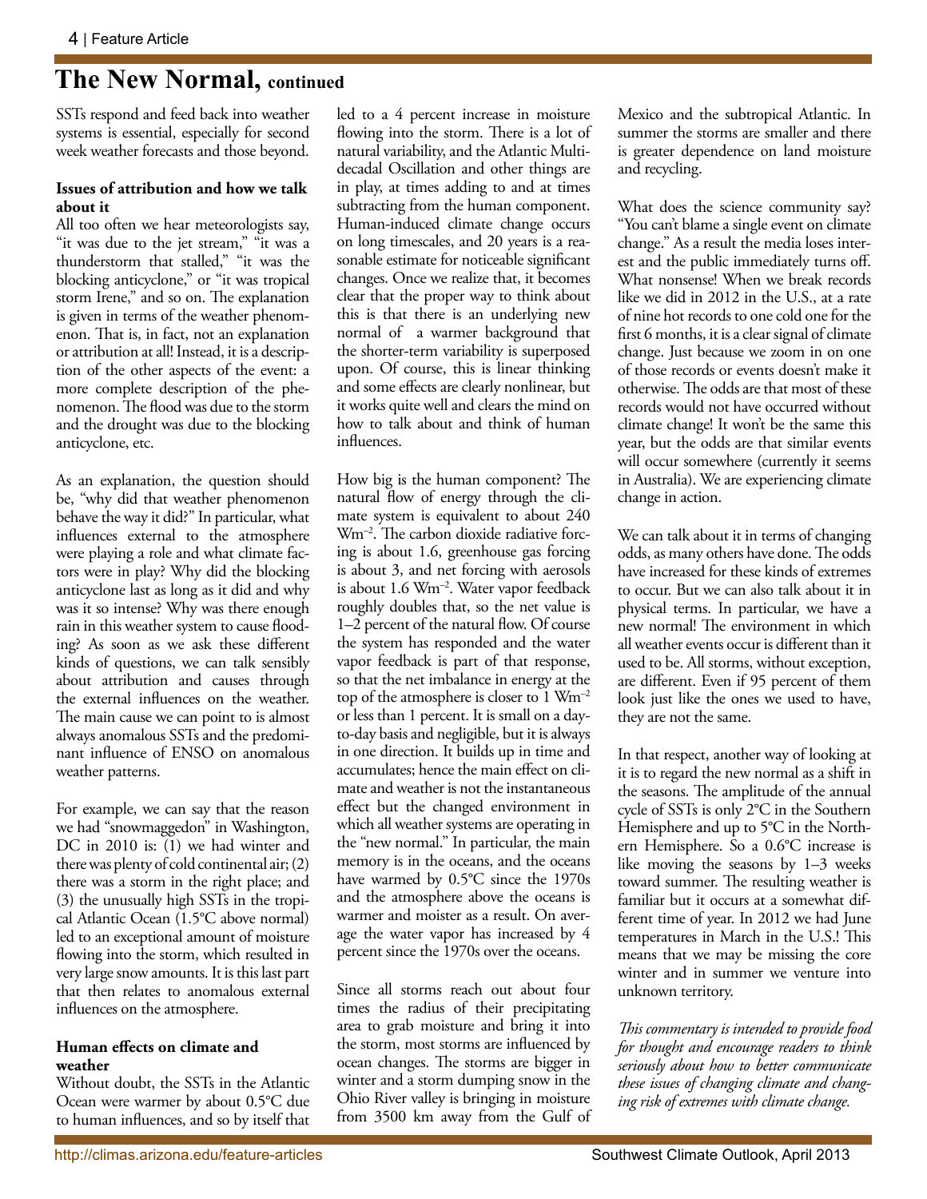# The New Normal, continued

SSTs respond and feed back into weather systems is essential, especially for second week weather forecasts and those beyond.

**Issues of attribution and how we talk about it**

All too often we hear meteorologists say, "it was due to the jet stream," "it was a thunderstorm that stalled," "it was the blocking anticyclone," or "it was tropical storm Irene," and so on. The explanation is given in terms of the weather phenomenon. That is, in fact, not an explanation or attribution at all! Instead, it is a description of the other aspects of the event: a more complete description of the phenomenon. The flood was due to the storm and the drought was due to the blocking anticyclone, etc.

As an explanation, the question should be, "why did that weather phenomenon behave the way it did?" In particular, what influences external to the atmosphere were playing a role and what climate factors were in play? Why did the blocking anticyclone last as long as it did and why was it so intense? Why was there enough rain in this weather system to cause flooding? As soon as we ask these different kinds of questions, we can talk sensibly about attribution and causes through the external influences on the weather. The main cause we can point to is almost always anomalous SSTs and the predominant influence of ENSO on anomalous weather patterns.

For example, we can say that the reason we had "snowmaggedon" in Washington, DC in 2010 is: (1) we had winter and there was plenty of cold continental air; (2) there was a storm in the right place; and (3) the unusually high SSTs in the tropical Atlantic Ocean (1.5°C above normal) led to an exceptional amount of moisture flowing into the storm, which resulted in very large snow amounts. It is this last part that then relates to anomalous external influences on the atmosphere.

**Human effects on climate and weather**

Without doubt, the SSTs in the Atlantic Ocean were warmer by about 0.5°C due to human influences, and so by itself that led to a 4 percent increase in moisture flowing into the storm. There is a lot of natural variability, and the Atlantic Multidecadal Oscillation and other things are in play, at times adding to and at times subtracting from the human component. Human-induced climate change occurs on long timescales, and 20 years is a reasonable estimate for noticeable significant changes. Once we realize that, it becomes clear that the proper way to think about this is that there is an underlying new normal of a warmer background that the shorter-term variability is superposed upon. Of course, this is linear thinking and some effects are clearly nonlinear, but it works quite well and clears the mind on how to talk about and think of human influences.

How big is the human component? The natural flow of energy through the climate system is equivalent to about 240 $Wm^{-2}$. The carbon dioxide radiative forcing is about 1.6, greenhouse gas forcing is about 3, and net forcing with aerosols is about 1.6 $Wm^{-2}$. Water vapor feedback roughly doubles that, so the net value is 1–2 percent of the natural flow. Of course the system has responded and the water vapor feedback is part of that response, so that the net imbalance in energy at the top of the atmosphere is closer to 1 $Wm^{-2}$ or less than 1 percent. It is small on a day-to-day basis and negligible, but it is always in one direction. It builds up in time and accumulates; hence the main effect on climate and weather is not the instantaneous effect but the changed environment in which all weather systems are operating in the "new normal." In particular, the main memory is in the oceans, and the oceans have warmed by 0.5°C since the 1970s and the atmosphere above the oceans is warmer and moister as a result. On average the water vapor has increased by 4 percent since the 1970s over the oceans.

Since all storms reach out about four times the radius of their precipitating area to grab moisture and bring it into the storm, most storms are influenced by ocean changes. The storms are bigger in winter and a storm dumping snow in the Ohio River valley is bringing in moisture from 3500 km away from the Gulf of Mexico and the subtropical Atlantic. In summer the storms are smaller and there is greater dependence on land moisture and recycling.

What does the science community say? "You can't blame a single event on climate change." As a result the media loses interest and the public immediately turns off. What nonsense! When we break records like we did in 2012 in the U.S., at a rate of nine hot records to one cold one for the first 6 months, it is a clear signal of climate change. Just because we zoom in on one of those records or events doesn't make it otherwise. The odds are that most of these records would not have occurred without climate change! It won't be the same this year, but the odds are that similar events will occur somewhere (currently it seems in Australia). We are experiencing climate change in action.

We can talk about it in terms of changing odds, as many others have done. The odds have increased for these kinds of extremes to occur. But we can also talk about it in physical terms. In particular, we have a new normal! The environment in which all weather events occur is different than it used to be. All storms, without exception, are different. Even if 95 percent of them look just like the ones we used to have, they are not the same.

In that respect, another way of looking at it is to regard the new normal as a shift in the seasons. The amplitude of the annual cycle of SSTs is only 2°C in the Southern Hemisphere and up to 5°C in the Northern Hemisphere. So a 0.6°C increase is like moving the seasons by 1–3 weeks toward summer. The resulting weather is familiar but it occurs at a somewhat different time of year. In 2012 we had June temperatures in March in the U.S.! This means that we may be missing the core winter and in summer we venture into unknown territory.

*This commentary is intended to provide food for thought and encourage readers to think seriously about how to better communicate these issues of changing climate and changing risk of extremes with climate change.*